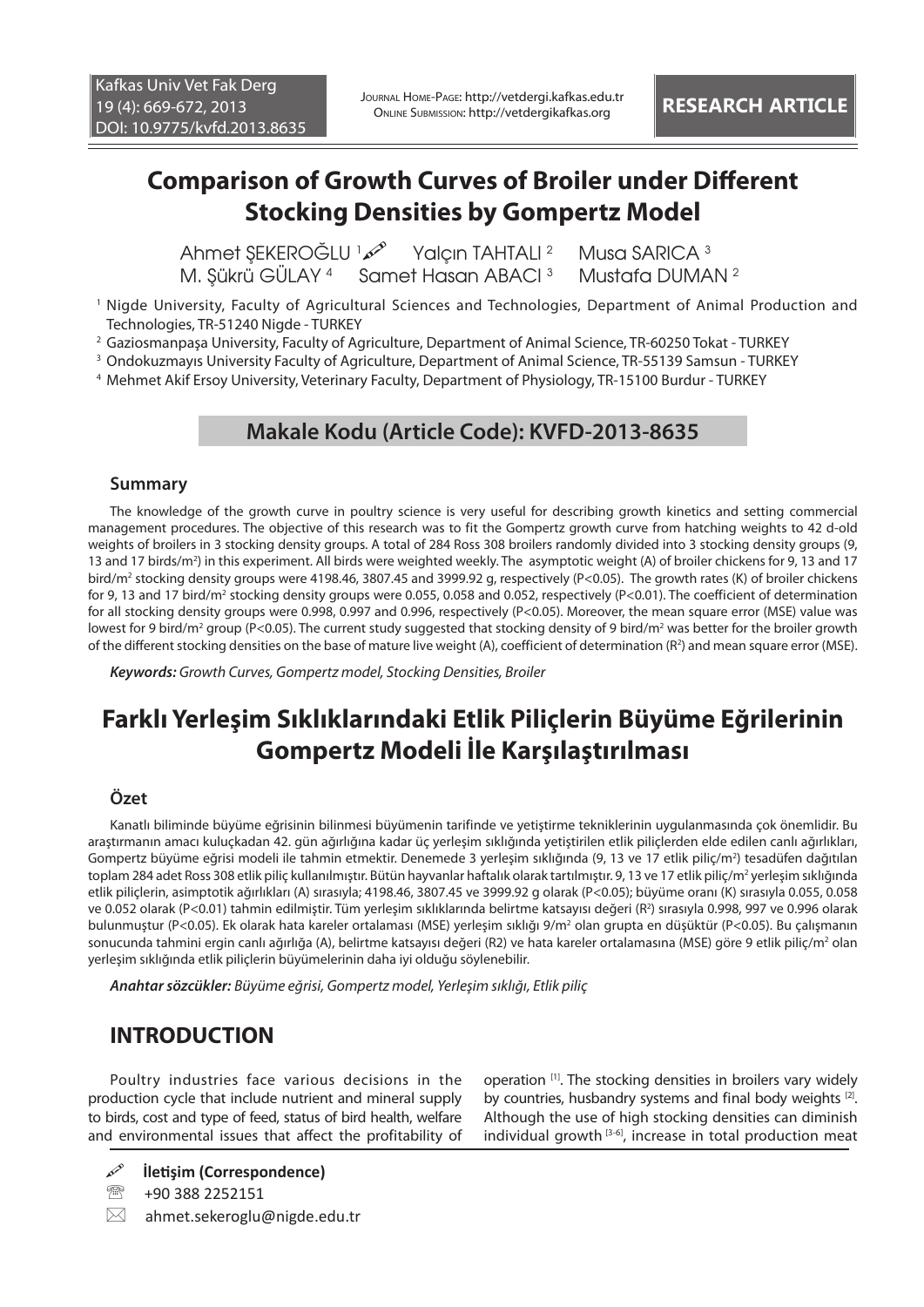# Comparison of Growth Curves of Broiler under Different Stocking Densities by Gompertz Model

Ahmet ŞEKEROĞLU [1] Yalçın TAHTALI [2] Musa SARICA [3]
M. Şükrü GÜLAY [4] Samet Hasan ABACI [3] Mustafa DUMAN [2]

[1] Nigde University, Faculty of Agricultural Sciences and Technologies, Department of Animal Production and Technologies, TR-51240 Nigde - TURKEY

[2] Gaziosmanpaşa University, Faculty of Agriculture, Department of Animal Science, TR-60250 Tokat - TURKEY

[3] Ondokuzmayıs University Faculty of Agriculture, Department of Animal Science, TR-55139 Samsun - TURKEY

[4] Mehmet Akif Ersoy University, Veterinary Faculty, Department of Physiology, TR-15100 Burdur - TURKEY

**Makale Kodu (Article Code): KVFD-2013-8635**

## Summary

The knowledge of the growth curve in poultry science is very useful for describing growth kinetics and setting commercial management procedures. The objective of this research was to fit the Gompertz growth curve from hatching weights to 42 d-old weights of broilers in 3 stocking density groups. A total of 284 Ross 308 broilers randomly divided into 3 stocking density groups (9, 13 and 17 birds/m$^2$) in this experiment. All birds were weighted weekly. The asymptotic weight (A) of broiler chickens for 9, 13 and 17 bird/m$^2$ stocking density groups were 4198.46, 3807.45 and 3999.92 g, respectively ($P<0.05$). The growth rates (K) of broiler chickens for 9, 13 and 17 bird/m$^2$ stocking density groups were 0.055, 0.058 and 0.052, respectively ($P<0.01$). The coefficient of determination for all stocking density groups were 0.998, 0.997 and 0.996, respectively ($P<0.05$). Moreover, the mean square error (MSE) value was lowest for 9 bird/m$^2$ group ($P<0.05$). The current study suggested that stocking density of 9 bird/m$^2$ was better for the broiler growth of the different stocking densities on the base of mature live weight (A), coefficient of determination ($R^2$) and mean square error (MSE).

***Keywords:*** *Growth Curves, Gompertz model, Stocking Densities, Broiler*

# Farklı Yerleşim Sıklıklarındaki Etlik Piliçlerin Büyüme Eğrilerinin Gompertz Modeli İle Karşılaştırılması

## Özet

Kanatlı biliminde büyüme eğrisinin bilinmesi büyümenin tarifinde ve yetiştirme tekniklerinin uygulanmasında çok önemlidir. Bu araştırmanın amacı kuluçkadan 42. gün ağırlığına kadar üç yerleşim sıklığında yetiştirilen etlik piliçlerden elde edilen canlı ağırlıkları, Gompertz büyüme eğrisi modeli ile tahmin etmektir. Denemede 3 yerleşim sıklığında (9, 13 ve 17 etlik piliç/m$^2$) tesadüfen dağıtılan toplam 284 adet Ross 308 etlik piliç kullanılmıştır. Bütün hayvanlar haftalık olarak tartılmıştır. 9, 13 ve 17 etlik piliç/m$^2$ yerleşim sıklığında etlik piliçlerin, asimptotik ağırlıkları (A) sırasıyla; 4198.46, 3807.45 ve 3999.92 g olarak ($P<0.05$); büyüme oranı (K) sırasıyla 0.055, 0.058 ve 0.052 olarak ($P<0.01$) tahmin edilmiştir. Tüm yerleşim sıklıklarında belirtme katsayısı değeri ($R^2$) sırasıyla 0.998, 997 ve 0.996 olarak bulunmuştur ($P<0.05$). Ek olarak hata kareler ortalaması (MSE) yerleşim sıklığı 9/m$^2$ olan grupta en düşüktür ($P<0.05$). Bu çalışmanın sonucunda tahmini ergin canlı ağırlığa (A), belirtme katsayısı değeri (R2) ve hata kareler ortalamasına (MSE) göre 9 etlik piliç/m$^2$ olan yerleşim sıklığında etlik piliçlerin büyümelerinin daha iyi olduğu söylenebilir.

***Anahtar sözcükler:*** *Büyüme eğrisi, Gompertz model, Yerleşim sıklığı, Etlik piliç*

## INTRODUCTION

Poultry industries face various decisions in the production cycle that include nutrient and mineral supply to birds, cost and type of feed, status of bird health, welfare and environmental issues that affect the profitability of operation [1]. The stocking densities in broilers vary widely by countries, husbandry systems and final body weights [2]. Although the use of high stocking densities can diminish individual growth [3-6], increase in total production meat

**İletişim (Correspondence)**

+90 388 2252151

ahmet.sekeroglu@nigde.edu.tr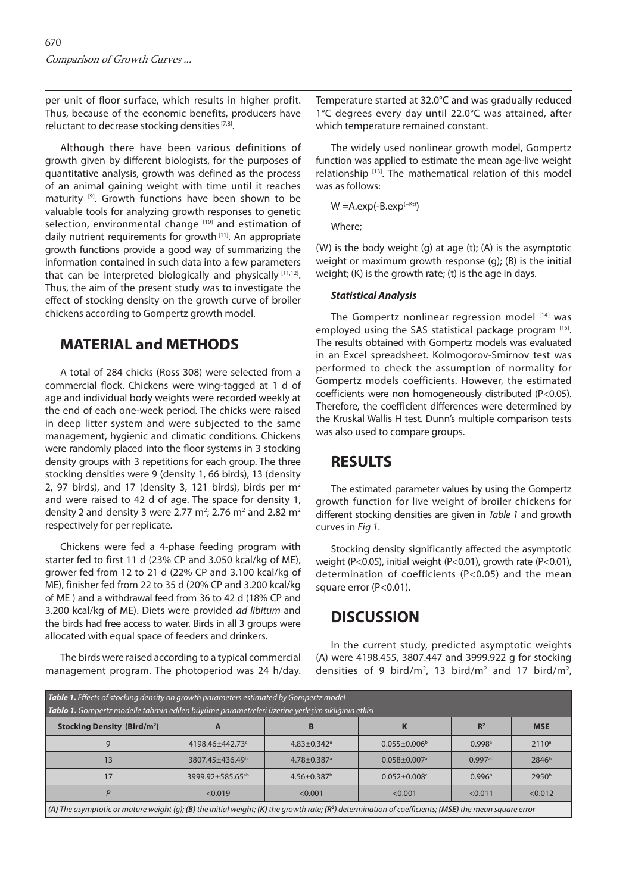per unit of floor surface, which results in higher profit. Thus, because of the economic benefits, producers have reluctant to decrease stocking densities [7,8].

Although there have been various definitions of growth given by different biologists, for the purposes of quantitative analysis, growth was defined as the process of an animal gaining weight with time until it reaches maturity [9]. Growth functions have been shown to be valuable tools for analyzing growth responses to genetic selection, environmental change [10] and estimation of daily nutrient requirements for growth [11]. An appropriate growth functions provide a good way of summarizing the information contained in such data into a few parameters that can be interpreted biologically and physically [11,12]. Thus, the aim of the present study was to investigate the effect of stocking density on the growth curve of broiler chickens according to Gompertz growth model.

## MATERIAL and METHODS

A total of 284 chicks (Ross 308) were selected from a commercial flock. Chickens were wing-tagged at 1 d of age and individual body weights were recorded weekly at the end of each one-week period. The chicks were raised in deep litter system and were subjected to the same management, hygienic and climatic conditions. Chickens were randomly placed into the floor systems in 3 stocking density groups with 3 repetitions for each group. The three stocking densities were 9 (density 1, 66 birds), 13 (density 2, 97 birds), and 17 (density 3, 121 birds), birds per $m^2$ and were raised to 42 d of age. The space for density 1, density 2 and density 3 were 2.77 $m^2$; 2.76 $m^2$ and 2.82 $m^2$ respectively for per replicate.

Chickens were fed a 4-phase feeding program with starter fed to first 11 d (23% CP and 3.050 kcal/kg of ME), grower fed from 12 to 21 d (22% CP and 3.100 kcal/kg of ME), finisher fed from 22 to 35 d (20% CP and 3.200 kcal/kg of ME ) and a withdrawal feed from 36 to 42 d (18% CP and 3.200 kcal/kg of ME). Diets were provided *ad libitum* and the birds had free access to water. Birds in all 3 groups were allocated with equal space of feeders and drinkers.

The birds were raised according to a typical commercial management program. The photoperiod was 24 h/day. Temperature started at 32.0°C and was gradually reduced 1°C degrees every day until 22.0°C was attained, after which temperature remained constant.

The widely used nonlinear growth model, Gompertz function was applied to estimate the mean age-live weight relationship [13]. The mathematical relation of this model was as follows:

$$W = A.\exp(-B.\exp^{(-Kt)})$$

Where;

(W) is the body weight (g) at age (t); (A) is the asymptotic weight or maximum growth response (g); (B) is the initial weight; (K) is the growth rate; (t) is the age in days.

### *Statistical Analysis*

The Gompertz nonlinear regression model [14] was employed using the SAS statistical package program [15]. The results obtained with Gompertz models was evaluated in an Excel spreadsheet. Kolmogorov-Smirnov test was performed to check the assumption of normality for Gompertz models coefficients. However, the estimated coefficients were non homogeneously distributed ($P<0.05$). Therefore, the coefficient differences were determined by the Kruskal Wallis H test. Dunn's multiple comparison tests was also used to compare groups.

## RESULTS

The estimated parameter values by using the Gompertz growth function for live weight of broiler chickens for different stocking densities are given in *Table 1* and growth curves in *Fig 1*.

Stocking density significantly affected the asymptotic weight ($P<0.05$), initial weight ($P<0.01$), growth rate ($P<0.01$), determination of coefficients ($P<0.05$) and the mean square error ($P<0.01$).

## DISCUSSION

In the current study, predicted asymptotic weights (A) were 4198.455, 3807.447 and 3999.922 g for stocking densities of 9 bird/$m^2$, 13 bird/$m^2$ and 17 bird/$m^2$,

***Table 1.*** *Effects of stocking density on growth parameters estimated by Gompertz model*

***Tablo 1.*** *Gompertz modelle tahmin edilen büyüme parametreleri üzerine yerleşim sıklığının etkisi*

| Stocking Density (Bird/$m^2$) | A | B | K | $R^2$ | MSE |
|---|---|---|---|---|---|
| 9 | 4198.46±442.73[a] | 4.83±0.342[a] | 0.055±0.006[b] | 0.998[a] | 2110[a] |
| 13 | 3807.45±436.49[b] | 4.78±0.387[a] | 0.058±0.007[a] | 0.997[ab] | 2846[b] |
| 17 | 3999.92±585.65[ab] | 4.56±0.387[b] | 0.052±0.008[c] | 0.996[b] | 2950[b] |
| *P* | <0.019 | <0.001 | <0.001 | <0.011 | <0.012 |

***(A)*** *The asymptotic or mature weight (g);* ***(B)*** *the initial weight;* ***(K)*** *the growth rate;* ***($R^2$)*** *determination of coefficients;* ***(MSE)*** *the mean square error*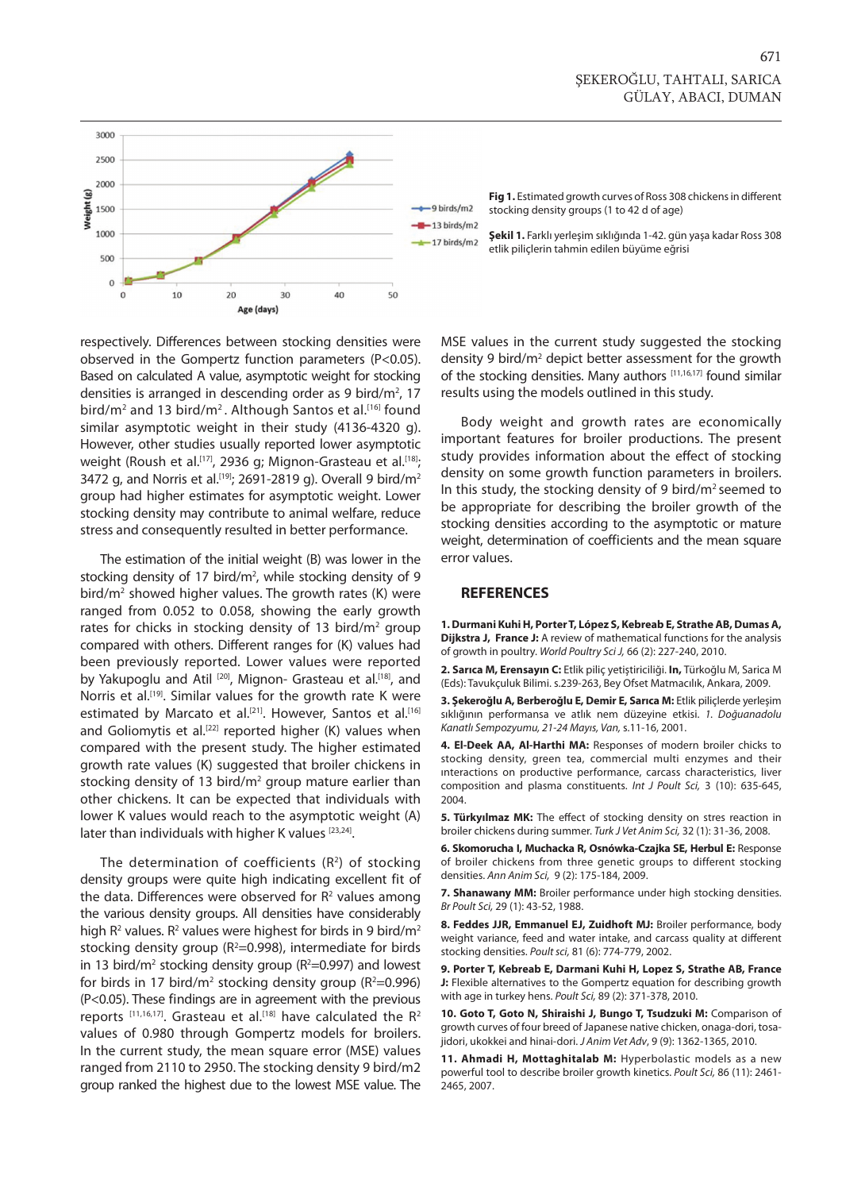**Fig 1.** Estimated growth curves of Ross 308 chickens in different stocking density groups (1 to 42 d of age)

**Şekil 1.** Farklı yerleşim sıklığında 1-42. gün yaşa kadar Ross 308 etlik piliçlerin tahmin edilen büyüme eğrisi

respectively. Differences between stocking densities were observed in the Gompertz function parameters ($P<0.05$). Based on calculated A value, asymptotic weight for stocking densities is arranged in descending order as 9 bird/$m^2$, 17 bird/$m^2$ and 13 bird/$m^2$. Although Santos et al.[16] found similar asymptotic weight in their study (4136-4320 g). However, other studies usually reported lower asymptotic weight (Roush et al.[17], 2936 g; Mignon-Grasteau et al.[18]; 3472 g, and Norris et al.[19]; 2691-2819 g). Overall 9 bird/$m^2$ group had higher estimates for asymptotic weight. Lower stocking density may contribute to animal welfare, reduce stress and consequently resulted in better performance.

The estimation of the initial weight (B) was lower in the stocking density of 17 bird/$m^2$, while stocking density of 9 bird/$m^2$ showed higher values. The growth rates (K) were ranged from 0.052 to 0.058, showing the early growth rates for chicks in stocking density of 13 bird/$m^2$ group compared with others. Different ranges for (K) values had been previously reported. Lower values were reported by Yakupoglu and Atil [20], Mignon- Grasteau et al.[18], and Norris et al.[19]. Similar values for the growth rate K were estimated by Marcato et al.[21]. However, Santos et al.[16] and Goliomytis et al.[22] reported higher (K) values when compared with the present study. The higher estimated growth rate values (K) suggested that broiler chickens in stocking density of 13 bird/$m^2$ group mature earlier than other chickens. It can be expected that individuals with lower K values would reach to the asymptotic weight (A) later than individuals with higher K values [23,24].

The determination of coefficients ($R^2$) of stocking density groups were quite high indicating excellent fit of the data. Differences were observed for $R^2$ values among the various density groups. All densities have considerably high $R^2$ values. $R^2$ values were highest for birds in 9 bird/$m^2$ stocking density group ($R^2$=0.998), intermediate for birds in 13 bird/$m^2$ stocking density group ($R^2$=0.997) and lowest for birds in 17 bird/$m^2$ stocking density group ($R^2$=0.996) ($P<0.05$). These findings are in agreement with the previous reports [11,16,17]. Grasteau et al.[18] have calculated the $R^2$ values of 0.980 through Gompertz models for broilers. In the current study, the mean square error (MSE) values ranged from 2110 to 2950. The stocking density 9 bird/m2 group ranked the highest due to the lowest MSE value. The MSE values in the current study suggested the stocking density 9 bird/$m^2$ depict better assessment for the growth of the stocking densities. Many authors [11,16,17] found similar results using the models outlined in this study.

Body weight and growth rates are economically important features for broiler productions. The present study provides information about the effect of stocking density on some growth function parameters in broilers. In this study, the stocking density of 9 bird/$m^2$ seemed to be appropriate for describing the broiler growth of the stocking densities according to the asymptotic or mature weight, determination of coefficients and the mean square error values.

## REFERENCES

**1. Durmani Kuhi H, Porter T, López S, Kebreab E, Strathe AB, Dumas A, Dijkstra J, France J:** A review of mathematical functions for the analysis of growth in poultry. *World Poultry Sci J,* 66 (2): 227-240, 2010.

**2. Sarıca M, Erensayın C:** Etlik piliç yetiştiriciliği. **In,** Türkoğlu M, Sarica M (Eds): Tavukçuluk Bilimi. s.239-263, Bey Ofset Matmacılık, Ankara, 2009.

**3. Şekeroğlu A, Berberoğlu E, Demir E, Sarıca M:** Etlik piliçlerde yerleşim sıklığının performansa ve atlık nem düzeyine etkisi. *1. Doğuanadolu Kanatlı Sempozyumu, 21-24 Mayıs, Van,* s.11-16, 2001.

**4. El-Deek AA, Al-Harthi MA:** Responses of modern broiler chicks to stocking density, green tea, commercial multi enzymes and their ınteractions on productive performance, carcass characteristics, liver composition and plasma constituents. *Int J Poult Sci,* 3 (10): 635-645, 2004.

**5. Türkyılmaz MK:** The effect of stocking density on stres reaction in broiler chickens during summer. *Turk J Vet Anim Sci,* 32 (1): 31-36, 2008.

**6. Skomorucha I, Muchacka R, Osnówka-Czajka SE, Herbul E:** Response of broiler chickens from three genetic groups to different stocking densities. *Ann Anim Sci,* 9 (2): 175-184, 2009.

**7. Shanawany MM:** Broiler performance under high stocking densities. *Br Poult Sci,* 29 (1): 43-52, 1988.

**8. Feddes JJR, Emmanuel EJ, Zuidhoft MJ:** Broiler performance, body weight variance, feed and water intake, and carcass quality at different stocking densities. *Poult sci,* 81 (6): 774-779, 2002.

**9. Porter T, Kebreab E, Darmani Kuhi H, Lopez S, Strathe AB, France J:** Flexible alternatives to the Gompertz equation for describing growth with age in turkey hens. *Poult Sci,* 89 (2): 371-378, 2010.

**10. Goto T, Goto N, Shiraishi J, Bungo T, Tsudzuki M:** Comparison of growth curves of four breed of Japanese native chicken, onaga-dori, tosa-jidori, ukokkei and hinai-dori. *J Anim Vet Adv*, 9 (9): 1362-1365, 2010.

**11. Ahmadi H, Mottaghitalab M:** Hyperbolastic models as a new powerful tool to describe broiler growth kinetics. *Poult Sci,* 86 (11): 2461-2465, 2007.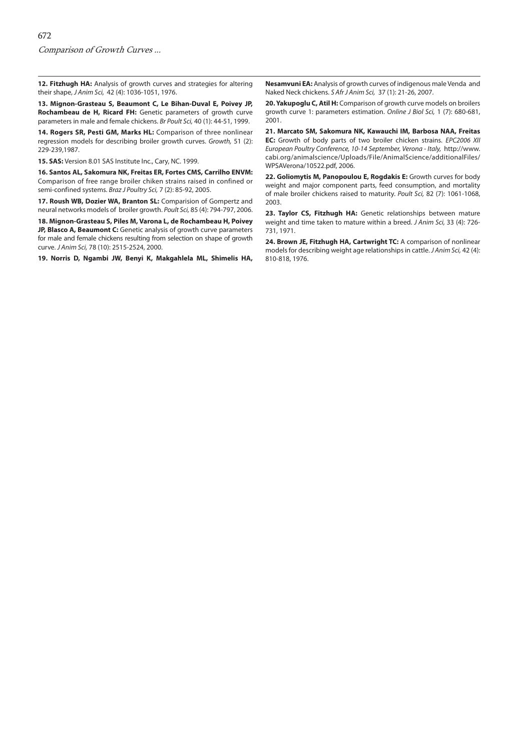**12. Fitzhugh HA:** Analysis of growth curves and strategies for altering their shape, *J Anim Sci,* 42 (4): 1036-1051, 1976.

**13. Mignon-Grasteau S, Beaumont C, Le Bihan-Duval E, Poivey JP, Rochambeau de H, Ricard FH:** Genetic parameters of growth curve parameters in male and female chickens. *Br Poult Sci,* 40 (1): 44-51, 1999.

**14. Rogers SR, Pesti GM, Marks HL:** Comparison of three nonlinear regression models for describing broiler growth curves. *Growth,* 51 (2): 229-239,1987.

**15. SAS:** Version 8.01 SAS Institute Inc., Cary, NC. 1999.

**16. Santos AL, Sakomura NK, Freitas ER, Fortes CMS, Carrilho ENVM:** Comparison of free range broiler chiken strains raised in confined or semi-confined systems. *Braz J Poultry Sci,* 7 (2): 85-92, 2005.

**17. Roush WB, Dozier WA, Branton SL:** Comparision of Gompertz and neural networks models of broiler growth. *Poult Sci,* 85 (4): 794-797, 2006.

**18. Mignon-Grasteau S, Piles M, Varona L, de Rochambeau H, Poivey JP, Blasco A, Beaumont C:** Genetic analysis of growth curve parameters for male and female chickens resulting from selection on shape of growth curve. *J Anim Sci,* 78 (10): 2515-2524, 2000.

**19. Norris D, Ngambi JW, Benyi K, Makgahlela ML, Shimelis HA, Nesamvuni EA:** Analysis of growth curves of indigenous male Venda and Naked Neck chickens. *S Afr J Anim Sci,* 37 (1): 21-26, 2007.

**20. Yakupoglu C, Atil H:** Comparison of growth curve models on broilers growth curve 1: parameters estimation. *Online J Biol Sci,* 1 (7): 680-681, 2001.

**21. Marcato SM, Sakomura NK, Kawauchi IM, Barbosa NAA, Freitas EC:** Growth of body parts of two broiler chicken strains. *EPC2006 XII European Poultry Conference, 10-14 September, Verona - Italy,* http://www.cabi.org/animalscience/Uploads/File/AnimalScience/additionalFiles/WPSAVerona/10522.pdf, 2006.

**22. Goliomytis M, Panopoulou E, Rogdakis E:** Growth curves for body weight and major component parts, feed consumption, and mortality of male broiler chickens raised to maturity. *Poult Sci,* 82 (7): 1061-1068, 2003.

**23. Taylor CS, Fitzhugh HA:** Genetic relationships between mature weight and time taken to mature within a breed. *J Anim Sci,* 33 (4): 726-731, 1971.

**24. Brown JE, Fitzhugh HA, Cartwright TC:** A comparison of nonlinear models for describing weight age relationships in cattle. *J Anim Sci,* 42 (4): 810-818, 1976.